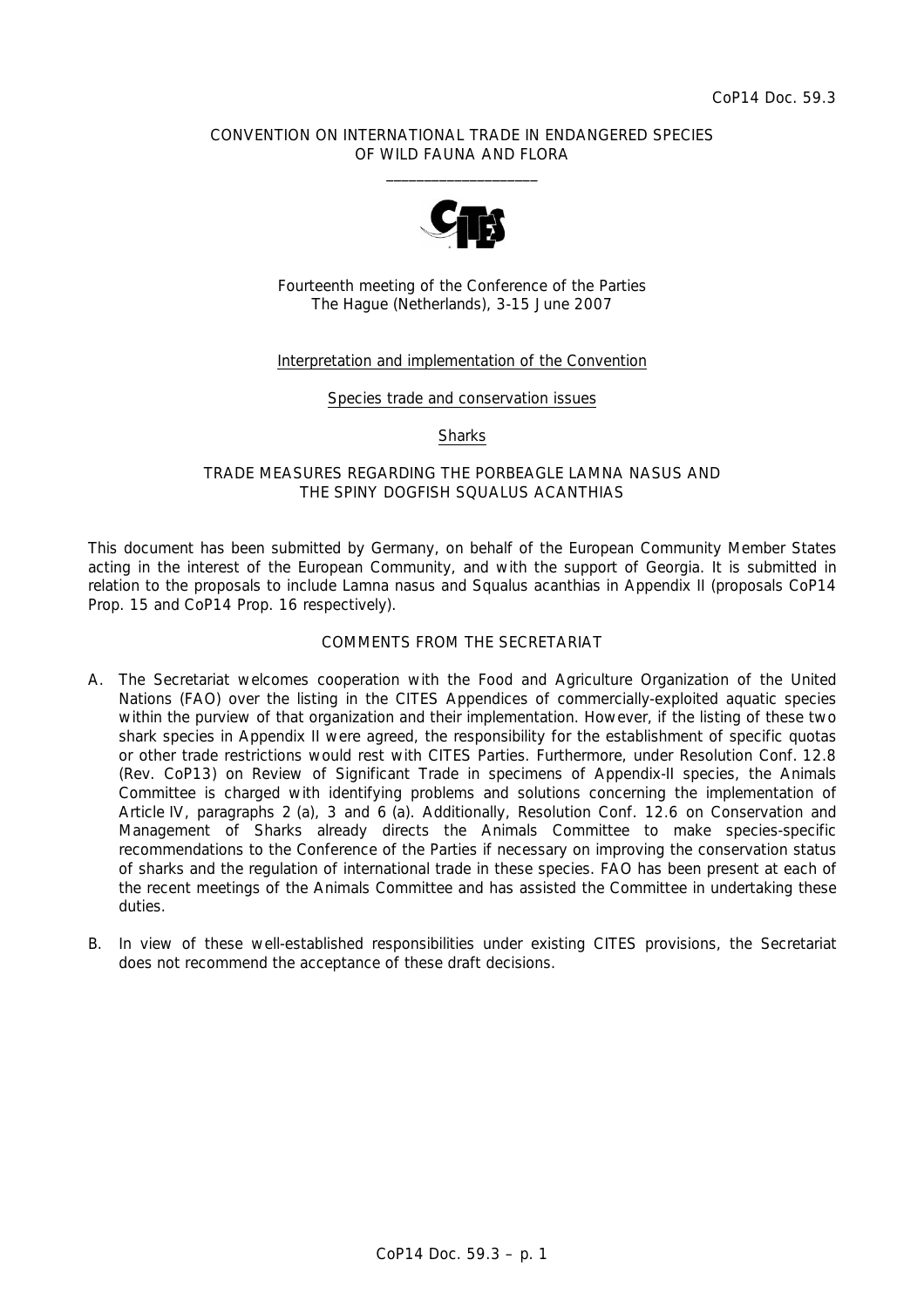CoP14 Doc. 59.3

CONVENTION ON INTERNATIONAL TRADE IN ENDANGERED SPECIES
OF WILD FAUNA AND FLORA

____________________

Fourteenth meeting of the Conference of the Parties
The Hague (Netherlands), 3-15 June 2007

Interpretation and implementation of the Convention

Species trade and conservation issues

Sharks

TRADE MEASURES REGARDING THE PORBEAGLE LAMNA NASUS AND
THE SPINY DOGFISH SQUALUS ACANTHIAS

This document has been submitted by Germany, on behalf of the European Community Member States acting in the interest of the European Community, and with the support of Georgia. It is submitted in relation to the proposals to include Lamna nasus and Squalus acanthias in Appendix II (proposals CoP14 Prop. 15 and CoP14 Prop. 16 respectively).

COMMENTS FROM THE SECRETARIAT

A. The Secretariat welcomes cooperation with the Food and Agriculture Organization of the United Nations (FAO) over the listing in the CITES Appendices of commercially-exploited aquatic species within the purview of that organization and their implementation. However, if the listing of these two shark species in Appendix II were agreed, the responsibility for the establishment of specific quotas or other trade restrictions would rest with CITES Parties. Furthermore, under Resolution Conf. 12.8 (Rev. CoP13) on Review of Significant Trade in specimens of Appendix-II species, the Animals Committee is charged with identifying problems and solutions concerning the implementation of Article IV, paragraphs 2 (a), 3 and 6 (a). Additionally, Resolution Conf. 12.6 on Conservation and Management of Sharks already directs the Animals Committee to make species-specific recommendations to the Conference of the Parties if necessary on improving the conservation status of sharks and the regulation of international trade in these species. FAO has been present at each of the recent meetings of the Animals Committee and has assisted the Committee in undertaking these duties.

B. In view of these well-established responsibilities under existing CITES provisions, the Secretariat does not recommend the acceptance of these draft decisions.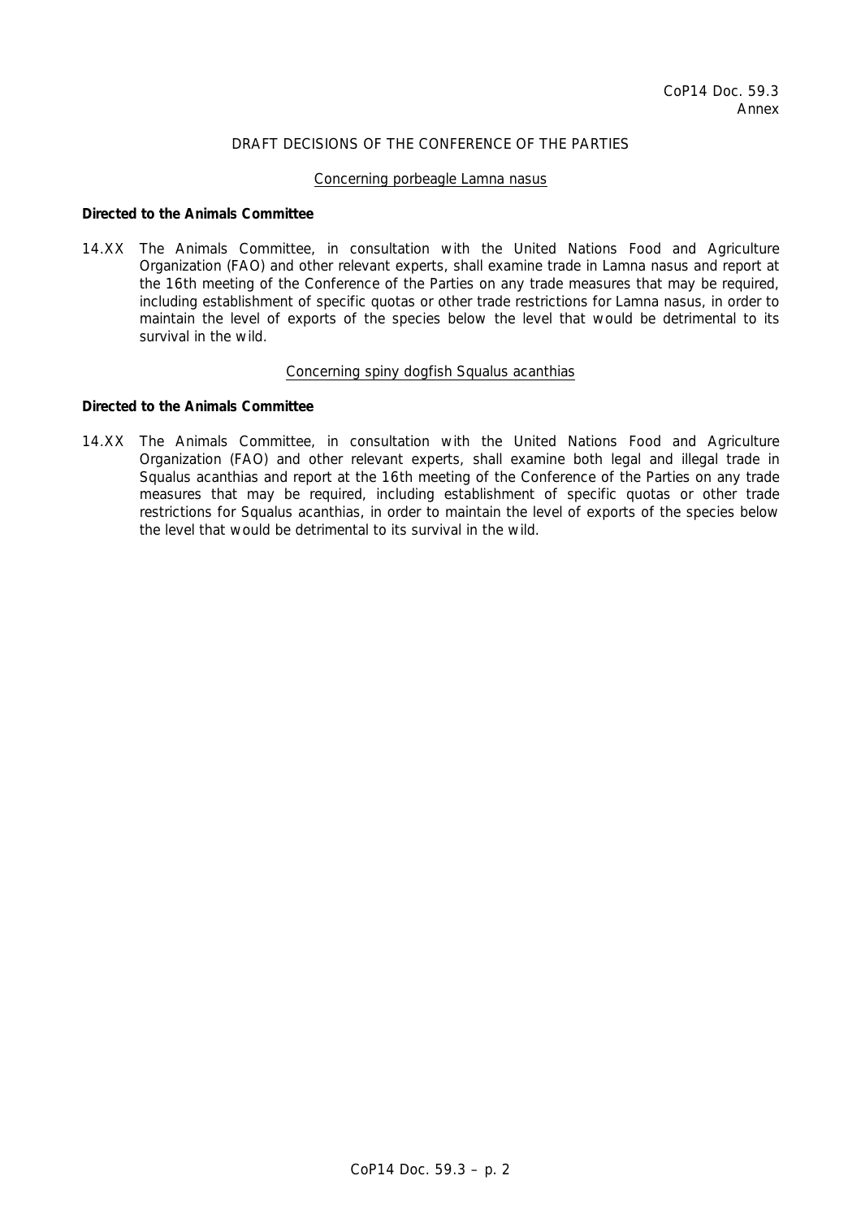CoP14 Doc. 59.3
Annex

# DRAFT DECISIONS OF THE CONFERENCE OF THE PARTIES

## Concerning porbeagle Lamna nasus

**Directed to the Animals Committee**

14.XX The Animals Committee, in consultation with the United Nations Food and Agriculture Organization (FAO) and other relevant experts, shall examine trade in Lamna nasus and report at the 16th meeting of the Conference of the Parties on any trade measures that may be required, including establishment of specific quotas or other trade restrictions for Lamna nasus, in order to maintain the level of exports of the species below the level that would be detrimental to its survival in the wild.

## Concerning spiny dogfish Squalus acanthias

**Directed to the Animals Committee**

14.XX The Animals Committee, in consultation with the United Nations Food and Agriculture Organization (FAO) and other relevant experts, shall examine both legal and illegal trade in Squalus acanthias and report at the 16th meeting of the Conference of the Parties on any trade measures that may be required, including establishment of specific quotas or other trade restrictions for Squalus acanthias, in order to maintain the level of exports of the species below the level that would be detrimental to its survival in the wild.